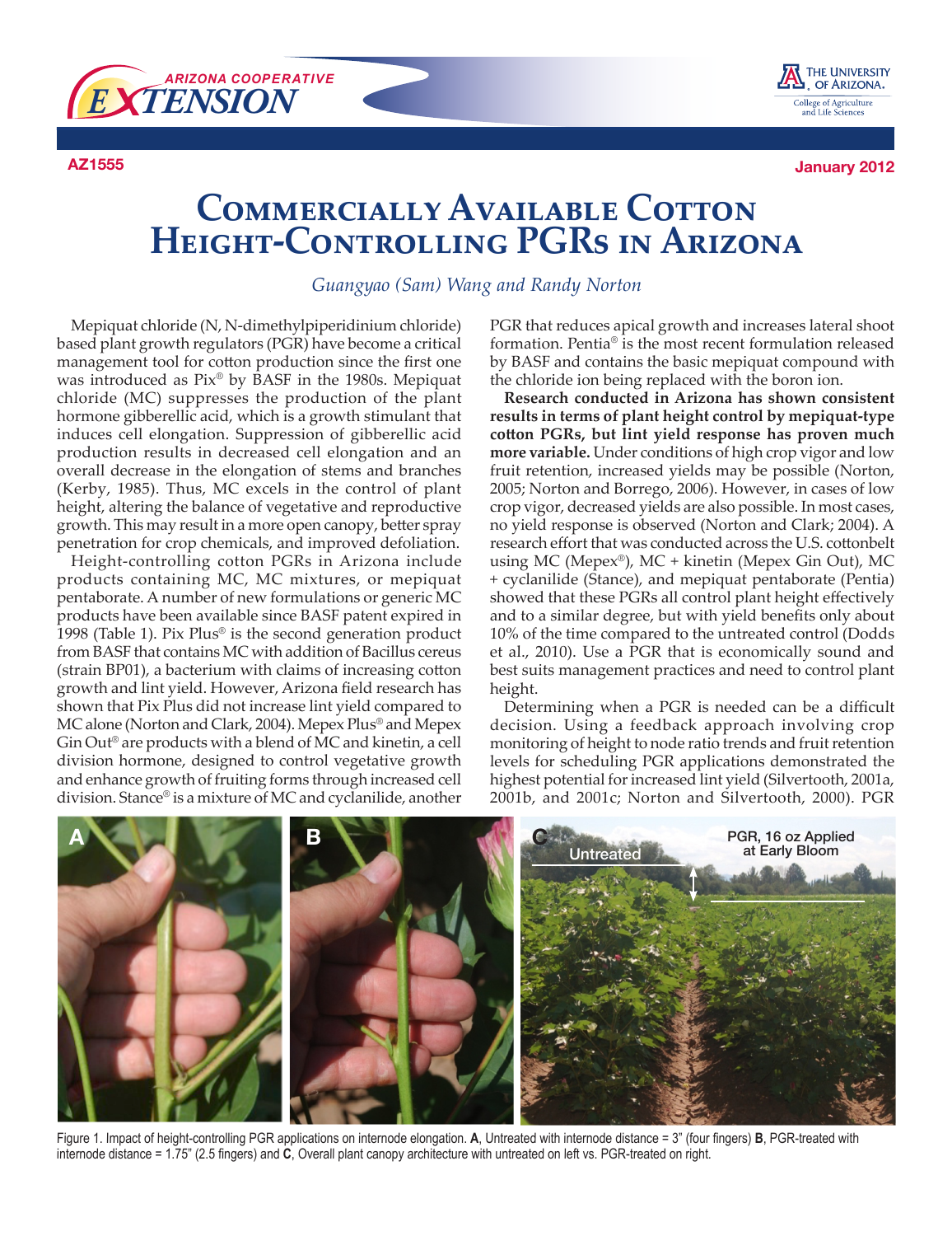AZ1555

January 2012

# Commercially Available Cotton Height-Controlling PGRs in Arizona

*Guangyao (Sam) Wang and Randy Norton*

Mepiquat chloride (N, N-dimethylpiperidinium chloride) based plant growth regulators (PGR) have become a critical management tool for cotton production since the first one was introduced as Pix® by BASF in the 1980s. Mepiquat chloride (MC) suppresses the production of the plant hormone gibberellic acid, which is a growth stimulant that induces cell elongation. Suppression of gibberellic acid production results in decreased cell elongation and an overall decrease in the elongation of stems and branches (Kerby, 1985). Thus, MC excels in the control of plant height, altering the balance of vegetative and reproductive growth. This may result in a more open canopy, better spray penetration for crop chemicals, and improved defoliation.

Height-controlling cotton PGRs in Arizona include products containing MC, MC mixtures, or mepiquat pentaborate. A number of new formulations or generic MC products have been available since BASF patent expired in 1998 (Table 1). Pix Plus® is the second generation product from BASF that contains MC with addition of Bacillus cereus (strain BP01), a bacterium with claims of increasing cotton growth and lint yield. However, Arizona field research has shown that Pix Plus did not increase lint yield compared to MC alone (Norton and Clark, 2004). Mepex Plus® and Mepex Gin Out® are products with a blend of MC and kinetin, a cell division hormone, designed to control vegetative growth and enhance growth of fruiting forms through increased cell division. Stance® is a mixture of MC and cyclanilide, another PGR that reduces apical growth and increases lateral shoot formation. Pentia® is the most recent formulation released by BASF and contains the basic mepiquat compound with the chloride ion being replaced with the boron ion.

**Research conducted in Arizona has shown consistent results in terms of plant height control by mepiquat-type cotton PGRs, but lint yield response has proven much more variable.** Under conditions of high crop vigor and low fruit retention, increased yields may be possible (Norton, 2005; Norton and Borrego, 2006). However, in cases of low crop vigor, decreased yields are also possible. In most cases, no yield response is observed (Norton and Clark; 2004). A research effort that was conducted across the U.S. cottonbelt using MC (Mepex®), MC + kinetin (Mepex Gin Out), MC + cyclanilide (Stance), and mepiquat pentaborate (Pentia) showed that these PGRs all control plant height effectively and to a similar degree, but with yield benefits only about 10% of the time compared to the untreated control (Dodds et al., 2010). Use a PGR that is economically sound and best suits management practices and need to control plant height.

Determining when a PGR is needed can be a difficult decision. Using a feedback approach involving crop monitoring of height to node ratio trends and fruit retention levels for scheduling PGR applications demonstrated the highest potential for increased lint yield (Silvertooth, 2001a, 2001b, and 2001c; Norton and Silvertooth, 2000). PGR

Figure 1. Impact of height-controlling PGR applications on internode elongation. **A**, Untreated with internode distance = 3" (four fingers) **B**, PGR-treated with internode distance = 1.75" (2.5 fingers) and **C**, Overall plant canopy architecture with untreated on left vs. PGR-treated on right.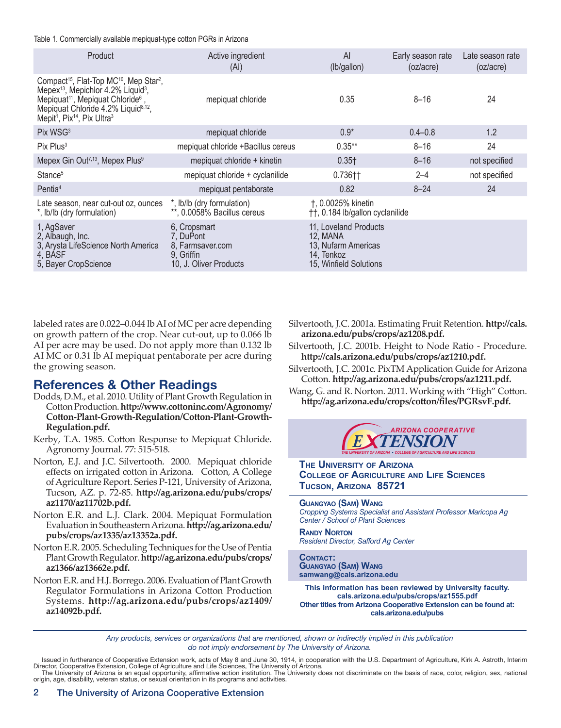Table 1. Commercially available mepiquat-type cotton PGRs in Arizona

| Product | Active ingredient (AI) | AI (lb/gallon) | Early season rate (oz/acre) | Late season rate (oz/acre) |
|---|---|---|---|---|
| Compact[15], Flat-Top MC[10], Mep Star[2], Mepex[13], Mepichlor 4.2% Liquid[3], Mepiquat[11], Mepiquat Chloride[6], Mepiquat Chloride 4.2% Liquid[8,12], Mepit[1], Pix[14], Pix Ultra[3] | mepiquat chloride | 0.35 | 8–16 | 24 |
| Pix WSG[3] | mepiquat chloride | 0.9* | 0.4–0.8 | 1.2 |
| Pix Plus[3] | mepiquat chloride +Bacillus cereus | 0.35** | 8–16 | 24 |
| Mepex Gin Out[7,13], Mepex Plus[9] | mepiquat chloride + kinetin | 0.35† | 8–16 | not specified |
| Stance[5] | mepiquat chloride + cyclanilide | 0.736†† | 2–4 | not specified |
| Pentia[4] | mepiquat pentaborate | 0.82 | 8–24 | 24 |
| Late season, near cut-out oz, ounces<br>*, lb/lb (dry formulation) | *, lb/lb (dry formulation)<br>**, 0.0058% Bacillus cereus | †, 0.0025% kinetin<br>††, 0.184 lb/gallon cyclanilide | | |
| 1, AgSaver<br>2, Albaugh, Inc.<br>3, Arysta LifeScience North America<br>4, BASF<br>5, Bayer CropScience | 6, Cropsmart<br>7, DuPont<br>8, Farmsaver.com<br>9, Griffin<br>10, J. Oliver Products | 11, Loveland Products<br>12, MANA<br>13, Nufarm Americas<br>14, Tenkoz<br>15, Winfield Solutions | | |

labeled rates are 0.022–0.044 lb AI of MC per acre depending on growth pattern of the crop. Near cut-out, up to 0.066 lb AI per acre may be used. Do not apply more than 0.132 lb AI MC or 0.31 lb AI mepiquat pentaborate per acre during the growing season.

## References & Other Readings

Dodds, D.M., et al. 2010. Utility of Plant Growth Regulation in Cotton Production. **http://www.cottoninc.com/Agronomy/Cotton-Plant-Growth-Regulation/Cotton-Plant-Growth-Regulation.pdf.**

Kerby, T.A. 1985. Cotton Response to Mepiquat Chloride. Agronomy Journal. 77: 515-518.

Norton, E.J. and J.C. Silvertooth. 2000. Mepiquat chloride effects on irrigated cotton in Arizona. Cotton, A College of Agriculture Report. Series P-121, University of Arizona, Tucson, AZ. p. 72-85. **http://ag.arizona.edu/pubs/crops/az1170/az11702b.pdf.**

Norton E.R. and L.J. Clark. 2004. Mepiquat Formulation Evaluation in Southeastern Arizona. **http://ag.arizona.edu/pubs/crops/az1335/az13352a.pdf.**

Norton E.R. 2005. Scheduling Techniques for the Use of Pentia Plant Growth Regulator. **http://ag.arizona.edu/pubs/crops/az1366/az13662e.pdf.**

Norton E.R. and H.J. Borrego. 2006. Evaluation of Plant Growth Regulator Formulations in Arizona Cotton Production Systems. **http://ag.arizona.edu/pubs/crops/az1409/az14092b.pdf.**

Silvertooth, J.C. 2001a. Estimating Fruit Retention. **http://cals.arizona.edu/pubs/crops/az1208.pdf.**

Silvertooth, J.C. 2001b. Height to Node Ratio - Procedure. **http://cals.arizona.edu/pubs/crops/az1210.pdf.**

Silvertooth, J.C. 2001c. PixTM Application Guide for Arizona Cotton. **http://ag.arizona.edu/pubs/crops/az1211.pdf.**

Wang, G. and R. Norton. 2011. Working with "High" Cotton. **http://ag.arizona.edu/crops/cotton/files/PGRsvF.pdf.**

ARIZONA COOPERATIVE EXTENSION
THE UNIVERSITY OF ARIZONA • COLLEGE OF AGRICULTURE AND LIFE SCIENCES

**The University of Arizona**
**College of Agriculture and Life Sciences**
**Tucson, Arizona 85721**

**Guangyao (Sam) Wang**
*Cropping Systems Specialist and Assistant Professor Maricopa Ag Center / School of Plant Sciences*

**Randy Norton**
*Resident Director, Safford Ag Center*

**Contact:**
**Guangyao (Sam) Wang**
**samwang@cals.arizona.edu**

**This information has been reviewed by University faculty.**
**cals.arizona.edu/pubs/crops/az1555.pdf**
**Other titles from Arizona Cooperative Extension can be found at:**
**cals.arizona.edu/pubs**

*Any products, services or organizations that are mentioned, shown or indirectly implied in this publication do not imply endorsement by The University of Arizona.*

Issued in furtherance of Cooperative Extension work, acts of May 8 and June 30, 1914, in cooperation with the U.S. Department of Agriculture, Kirk A. Astroth, Interim Director, Cooperative Extension, College of Agriculture and Life Sciences, The University of Arizona.
The University of Arizona is an equal opportunity, affirmative action institution. The University does not discriminate on the basis of race, color, religion, sex, national origin, age, disability, veteran status, or sexual orientation in its programs and activities.